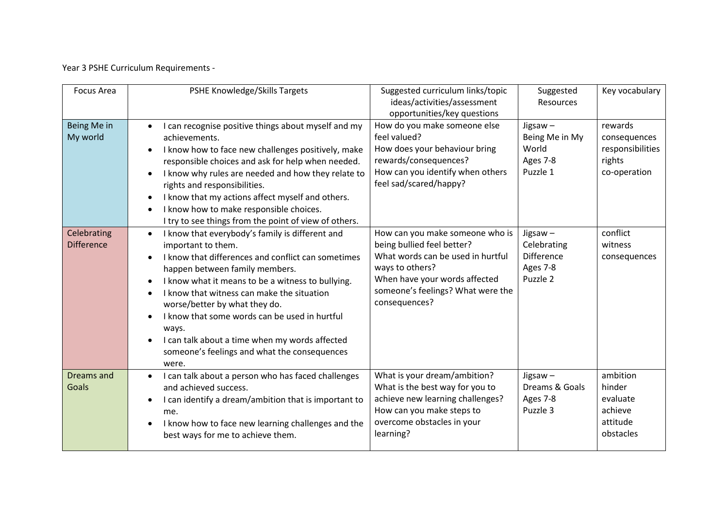Year 3 PSHE Curriculum Requirements -

| Focus Area | PSHE Knowledge/Skills Targets | Suggested curriculum links/topic ideas/activities/assessment opportunities/key questions | Suggested Resources | Key vocabulary |
|---|---|---|---|---|
| Being Me in My world | • I can recognise positive things about myself and my achievements.<br>• I know how to face new challenges positively, make responsible choices and ask for help when needed.<br>• I know why rules are needed and how they relate to rights and responsibilities.<br>• I know that my actions affect myself and others.<br>• I know how to make responsible choices.<br>I try to see things from the point of view of others. | How do you make someone else feel valued?<br>How does your behaviour bring rewards/consequences?<br>How can you identify when others feel sad/scared/happy? | Jigsaw – Being Me in My World Ages 7-8 Puzzle 1 | rewards<br>consequences<br>responsibilities<br>rights<br>co-operation |
| Celebrating Difference | • I know that everybody's family is different and important to them.<br>• I know that differences and conflict can sometimes happen between family members.<br>• I know what it means to be a witness to bullying.<br>• I know that witness can make the situation worse/better by what they do.<br>• I know that some words can be used in hurtful ways.<br>• I can talk about a time when my words affected someone's feelings and what the consequences were. | How can you make someone who is being bullied feel better?<br>What words can be used in hurtful ways to others?<br>When have your words affected someone's feelings? What were the consequences? | Jigsaw – Celebrating Difference Ages 7-8 Puzzle 2 | conflict<br>witness<br>consequences |
| Dreams and Goals | • I can talk about a person who has faced challenges and achieved success.<br>• I can identify a dream/ambition that is important to me.<br>• I know how to face new learning challenges and the best ways for me to achieve them. | What is your dream/ambition?<br>What is the best way for you to achieve new learning challenges?<br>How can you make steps to overcome obstacles in your learning? | Jigsaw – Dreams & Goals Ages 7-8 Puzzle 3 | ambition<br>hinder<br>evaluate<br>achieve<br>attitude<br>obstacles |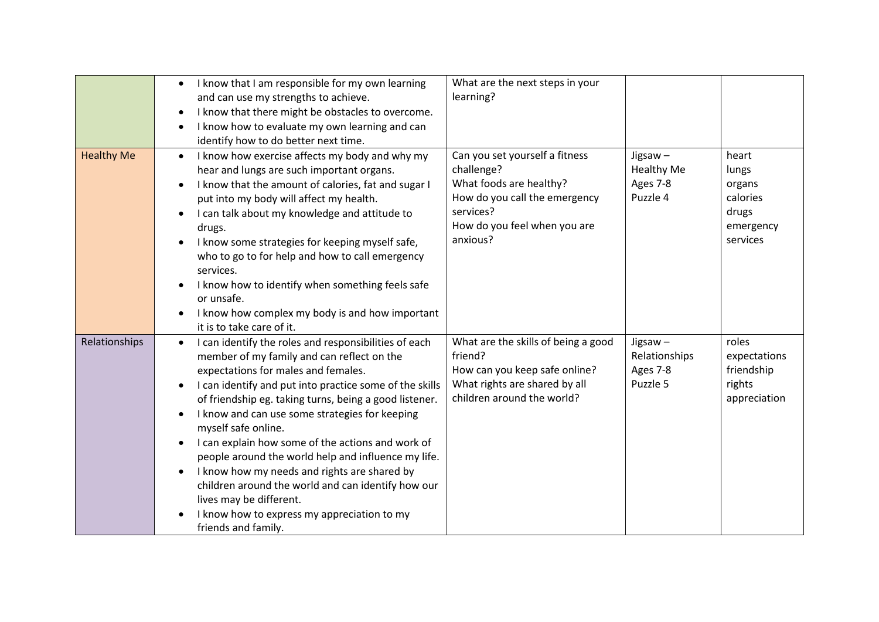| | | | | |
|---|---|---|---|---|
| | • I know that I am responsible for my own learning and can use my strengths to achieve.<br>• I know that there might be obstacles to overcome.<br>• I know how to evaluate my own learning and can identify how to do better next time. | What are the next steps in your learning? | | |
| Healthy Me | • I know how exercise affects my body and why my hear and lungs are such important organs.<br>• I know that the amount of calories, fat and sugar I put into my body will affect my health.<br>• I can talk about my knowledge and attitude to drugs.<br>• I know some strategies for keeping myself safe, who to go to for help and how to call emergency services.<br>• I know how to identify when something feels safe or unsafe.<br>• I know how complex my body is and how important it is to take care of it. | Can you set yourself a fitness challenge?<br>What foods are healthy?<br>How do you call the emergency services?<br>How do you feel when you are anxious? | Jigsaw – Healthy Me Ages 7-8 Puzzle 4 | heart<br>lungs<br>organs<br>calories<br>drugs<br>emergency services |
| Relationships | • I can identify the roles and responsibilities of each member of my family and can reflect on the expectations for males and females.<br>• I can identify and put into practice some of the skills of friendship eg. taking turns, being a good listener.<br>• I know and can use some strategies for keeping myself safe online.<br>• I can explain how some of the actions and work of people around the world help and influence my life.<br>• I know how my needs and rights are shared by children around the world and can identify how our lives may be different.<br>• I know how to express my appreciation to my friends and family. | What are the skills of being a good friend?<br>How can you keep safe online?<br>What rights are shared by all children around the world? | Jigsaw – Relationships Ages 7-8 Puzzle 5 | roles<br>expectations<br>friendship<br>rights<br>appreciation |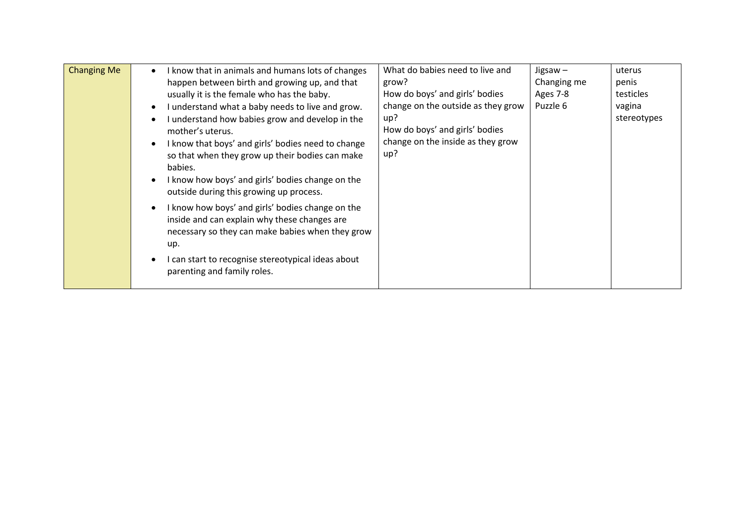| | | | | |
|---|---|---|---|---|
| Changing Me | • I know that in animals and humans lots of changes happen between birth and growing up, and that usually it is the female who has the baby.<br>• I understand what a baby needs to live and grow.<br>• I understand how babies grow and develop in the mother's uterus.<br>• I know that boys' and girls' bodies need to change so that when they grow up their bodies can make babies.<br>• I know how boys' and girls' bodies change on the outside during this growing up process.<br>• I know how boys' and girls' bodies change on the inside and can explain why these changes are necessary so they can make babies when they grow up.<br>• I can start to recognise stereotypical ideas about parenting and family roles. | What do babies need to live and grow?<br>How do boys' and girls' bodies change on the outside as they grow up?<br>How do boys' and girls' bodies change on the inside as they grow up? | Jigsaw – Changing me Ages 7-8 Puzzle 6 | uterus<br>penis<br>testicles<br>vagina<br>stereotypes |